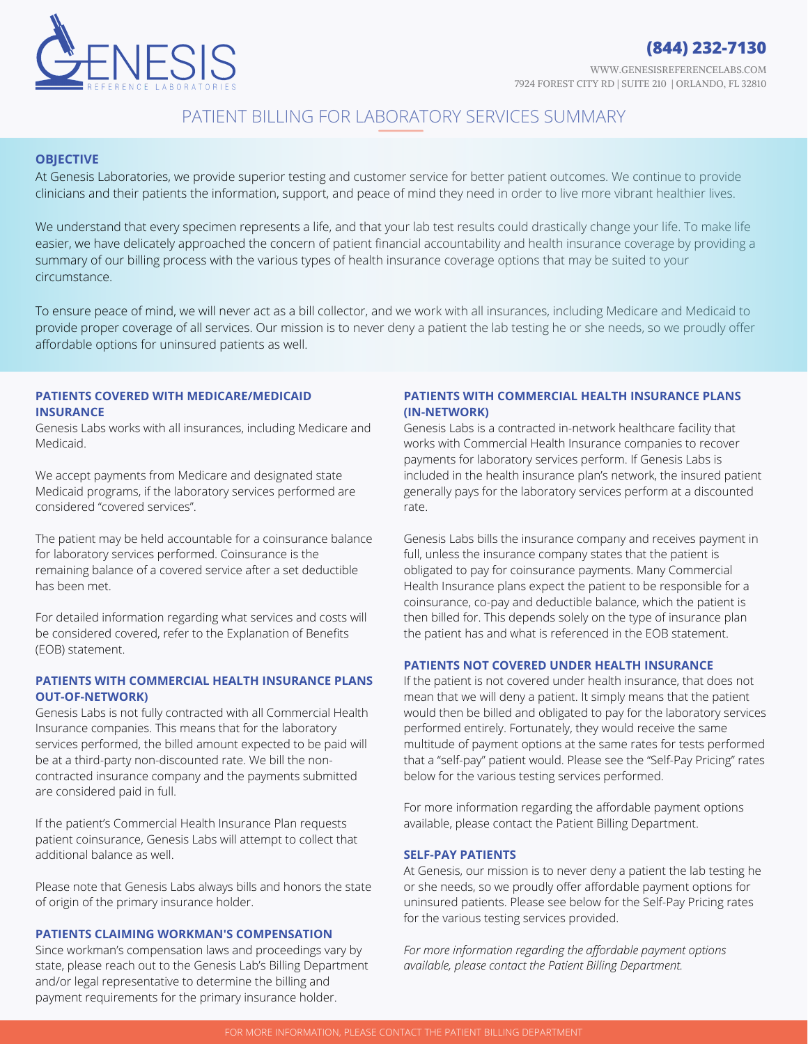# GENESIS REFERENCE LABORATORIES

**(844) 232-7130**

WWW.GENESISREFERENCELABS.COM
7924 FOREST CITY RD | SUITE 210 | ORLANDO, FL 32810

## PATIENT BILLING FOR LABORATORY SERVICES SUMMARY

### OBJECTIVE

At Genesis Laboratories, we provide superior testing and customer service for better patient outcomes. We continue to provide clinicians and their patients the information, support, and peace of mind they need in order to live more vibrant healthier lives.

We understand that every specimen represents a life, and that your lab test results could drastically change your life. To make life easier, we have delicately approached the concern of patient financial accountability and health insurance coverage by providing a summary of our billing process with the various types of health insurance coverage options that may be suited to your circumstance.

To ensure peace of mind, we will never act as a bill collector, and we work with all insurances, including Medicare and Medicaid to provide proper coverage of all services. Our mission is to never deny a patient the lab testing he or she needs, so we proudly offer affordable options for uninsured patients as well.

### PATIENTS COVERED WITH MEDICARE/MEDICAID INSURANCE

Genesis Labs works with all insurances, including Medicare and Medicaid.

We accept payments from Medicare and designated state Medicaid programs, if the laboratory services performed are considered "covered services".

The patient may be held accountable for a coinsurance balance for laboratory services performed. Coinsurance is the remaining balance of a covered service after a set deductible has been met.

For detailed information regarding what services and costs will be considered covered, refer to the Explanation of Benefits (EOB) statement.

### PATIENTS WITH COMMERCIAL HEALTH INSURANCE PLANS OUT-OF-NETWORK)

Genesis Labs is not fully contracted with all Commercial Health Insurance companies. This means that for the laboratory services performed, the billed amount expected to be paid will be at a third-party non-discounted rate. We bill the non-contracted insurance company and the payments submitted are considered paid in full.

If the patient's Commercial Health Insurance Plan requests patient coinsurance, Genesis Labs will attempt to collect that additional balance as well.

Please note that Genesis Labs always bills and honors the state of origin of the primary insurance holder.

### PATIENTS CLAIMING WORKMAN'S COMPENSATION

Since workman's compensation laws and proceedings vary by state, please reach out to the Genesis Lab's Billing Department and/or legal representative to determine the billing and payment requirements for the primary insurance holder.

### PATIENTS WITH COMMERCIAL HEALTH INSURANCE PLANS (IN-NETWORK)

Genesis Labs is a contracted in-network healthcare facility that works with Commercial Health Insurance companies to recover payments for laboratory services perform. If Genesis Labs is included in the health insurance plan's network, the insured patient generally pays for the laboratory services perform at a discounted rate.

Genesis Labs bills the insurance company and receives payment in full, unless the insurance company states that the patient is obligated to pay for coinsurance payments. Many Commercial Health Insurance plans expect the patient to be responsible for a coinsurance, co-pay and deductible balance, which the patient is then billed for. This depends solely on the type of insurance plan the patient has and what is referenced in the EOB statement.

### PATIENTS NOT COVERED UNDER HEALTH INSURANCE

If the patient is not covered under health insurance, that does not mean that we will deny a patient. It simply means that the patient would then be billed and obligated to pay for the laboratory services performed entirely. Fortunately, they would receive the same multitude of payment options at the same rates for tests performed that a "self-pay" patient would. Please see the "Self-Pay Pricing" rates below for the various testing services performed.

For more information regarding the affordable payment options available, please contact the Patient Billing Department.

### SELF-PAY PATIENTS

At Genesis, our mission is to never deny a patient the lab testing he or she needs, so we proudly offer affordable payment options for uninsured patients. Please see below for the Self-Pay Pricing rates for the various testing services provided.

*For more information regarding the affordable payment options available, please contact the Patient Billing Department.*

FOR MORE INFORMATION, PLEASE CONTACT THE PATIENT BILLING DEPARTMENT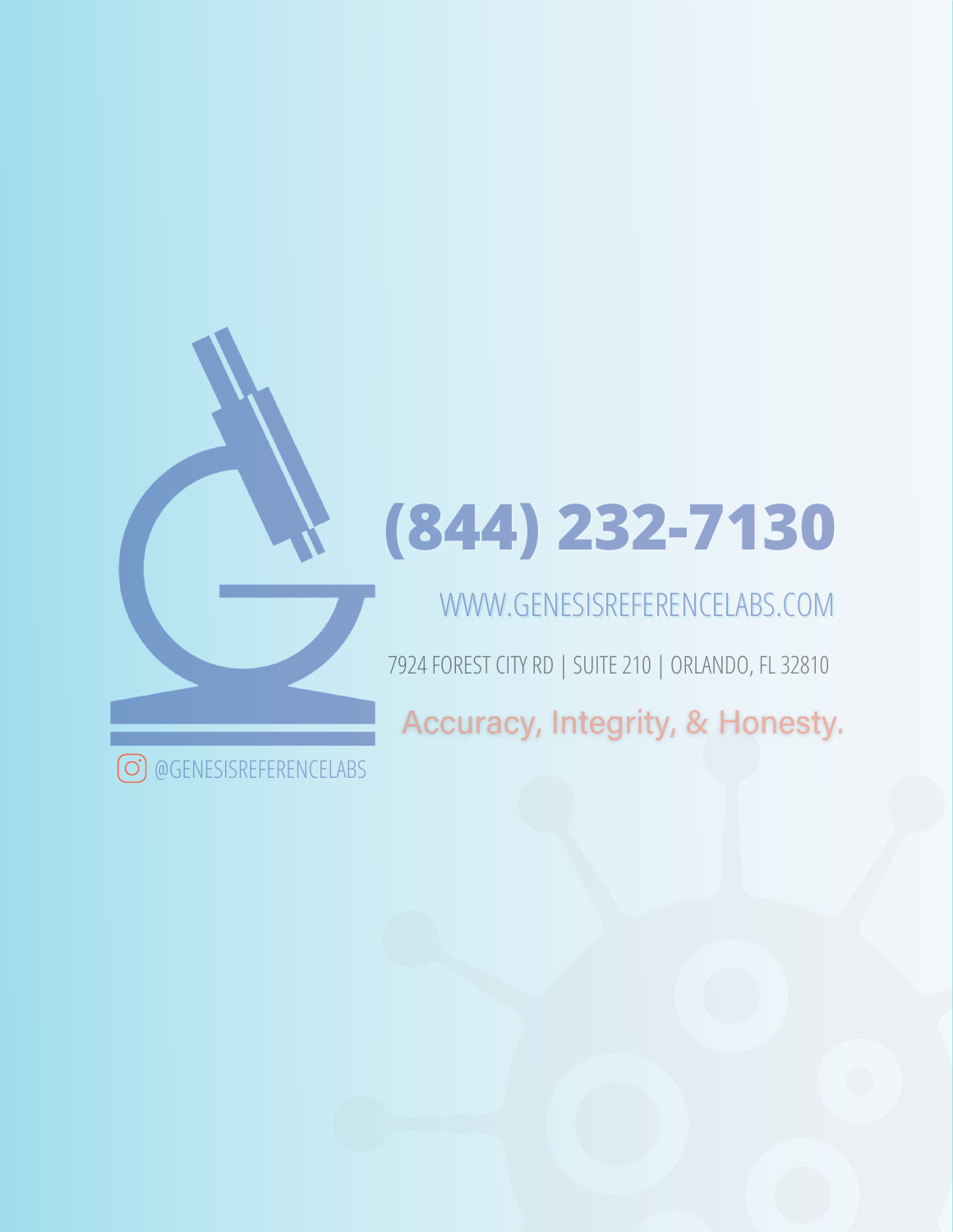**(844) 232-7130**

WWW.GENESISREFERENCELABS.COM

7924 FOREST CITY RD | SUITE 210 | ORLANDO, FL 32810

Accuracy, Integrity, & Honesty.

@GENESISREFERENCELABS